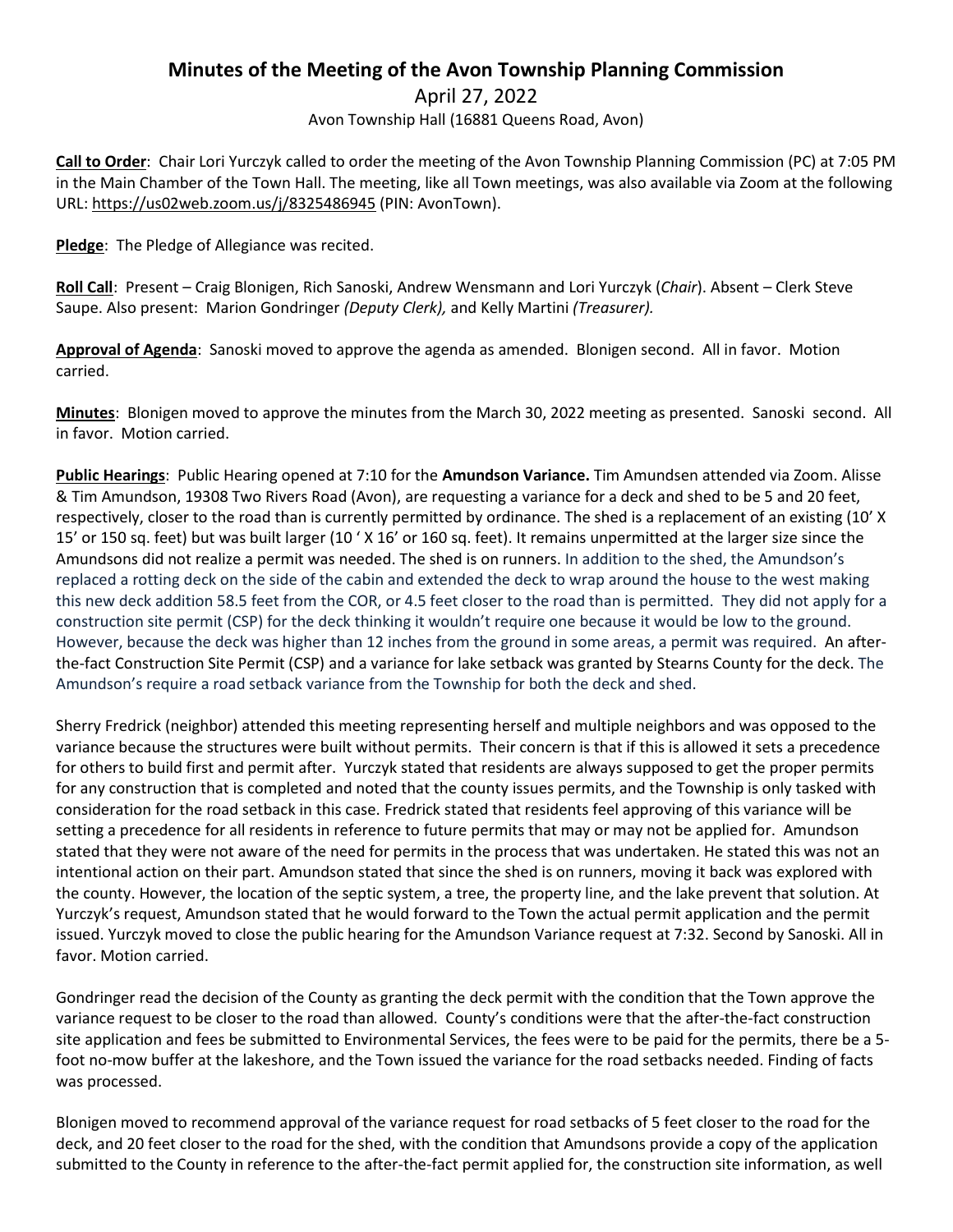# Minutes of the Meeting of the Avon Township Planning Commission

April 27, 2022

Avon Township Hall (16881 Queens Road, Avon)

**Call to Order**: Chair Lori Yurczyk called to order the meeting of the Avon Township Planning Commission (PC) at 7:05 PM in the Main Chamber of the Town Hall. The meeting, like all Town meetings, was also available via Zoom at the following URL: https://us02web.zoom.us/j/8325486945 (PIN: AvonTown).

**Pledge**: The Pledge of Allegiance was recited.

**Roll Call**: Present – Craig Blonigen, Rich Sanoski, Andrew Wensmann and Lori Yurczyk (*Chair*). Absent – Clerk Steve Saupe. Also present: Marion Gondringer *(Deputy Clerk),* and Kelly Martini *(Treasurer).*

**Approval of Agenda**: Sanoski moved to approve the agenda as amended. Blonigen second. All in favor. Motion carried.

**Minutes**: Blonigen moved to approve the minutes from the March 30, 2022 meeting as presented. Sanoski second. All in favor. Motion carried.

**Public Hearings**: Public Hearing opened at 7:10 for the **Amundson Variance.** Tim Amundsen attended via Zoom. Alisse & Tim Amundson, 19308 Two Rivers Road (Avon), are requesting a variance for a deck and shed to be 5 and 20 feet, respectively, closer to the road than is currently permitted by ordinance. The shed is a replacement of an existing (10' X 15' or 150 sq. feet) but was built larger (10 ' X 16' or 160 sq. feet). It remains unpermitted at the larger size since the Amundsons did not realize a permit was needed. The shed is on runners. In addition to the shed, the Amundson's replaced a rotting deck on the side of the cabin and extended the deck to wrap around the house to the west making this new deck addition 58.5 feet from the COR, or 4.5 feet closer to the road than is permitted. They did not apply for a construction site permit (CSP) for the deck thinking it wouldn't require one because it would be low to the ground. However, because the deck was higher than 12 inches from the ground in some areas, a permit was required. An after-the-fact Construction Site Permit (CSP) and a variance for lake setback was granted by Stearns County for the deck. The Amundson's require a road setback variance from the Township for both the deck and shed.

Sherry Fredrick (neighbor) attended this meeting representing herself and multiple neighbors and was opposed to the variance because the structures were built without permits. Their concern is that if this is allowed it sets a precedence for others to build first and permit after. Yurczyk stated that residents are always supposed to get the proper permits for any construction that is completed and noted that the county issues permits, and the Township is only tasked with consideration for the road setback in this case. Fredrick stated that residents feel approving of this variance will be setting a precedence for all residents in reference to future permits that may or may not be applied for. Amundson stated that they were not aware of the need for permits in the process that was undertaken. He stated this was not an intentional action on their part. Amundson stated that since the shed is on runners, moving it back was explored with the county. However, the location of the septic system, a tree, the property line, and the lake prevent that solution. At Yurczyk's request, Amundson stated that he would forward to the Town the actual permit application and the permit issued. Yurczyk moved to close the public hearing for the Amundson Variance request at 7:32. Second by Sanoski. All in favor. Motion carried.

Gondringer read the decision of the County as granting the deck permit with the condition that the Town approve the variance request to be closer to the road than allowed. County's conditions were that the after-the-fact construction site application and fees be submitted to Environmental Services, the fees were to be paid for the permits, there be a 5-foot no-mow buffer at the lakeshore, and the Town issued the variance for the road setbacks needed. Finding of facts was processed.

Blonigen moved to recommend approval of the variance request for road setbacks of 5 feet closer to the road for the deck, and 20 feet closer to the road for the shed, with the condition that Amundsons provide a copy of the application submitted to the County in reference to the after-the-fact permit applied for, the construction site information, as well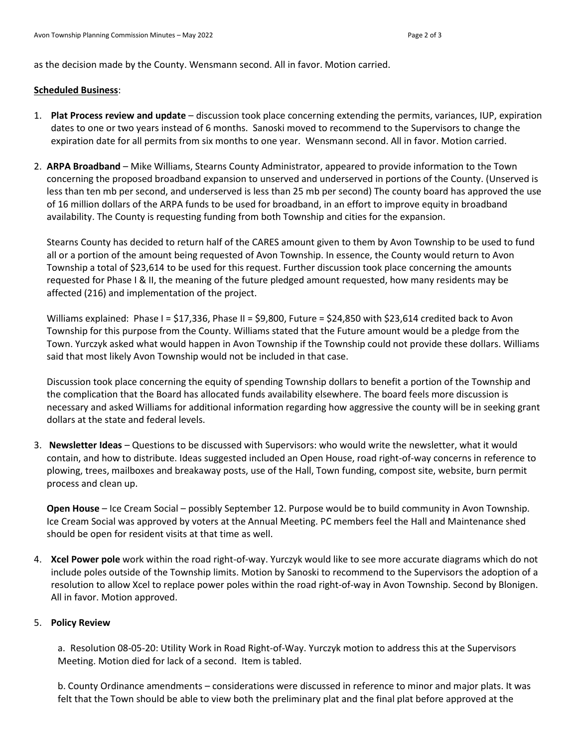as the decision made by the County. Wensmann second. All in favor. Motion carried.

**Scheduled Business**:

1. **Plat Process review and update** – discussion took place concerning extending the permits, variances, IUP, expiration dates to one or two years instead of 6 months. Sanoski moved to recommend to the Supervisors to change the expiration date for all permits from six months to one year. Wensmann second. All in favor. Motion carried.

2. **ARPA Broadband** – Mike Williams, Stearns County Administrator, appeared to provide information to the Town concerning the proposed broadband expansion to unserved and underserved in portions of the County. (Unserved is less than ten mb per second, and underserved is less than 25 mb per second) The county board has approved the use of 16 million dollars of the ARPA funds to be used for broadband, in an effort to improve equity in broadband availability. The County is requesting funding from both Township and cities for the expansion.

   Stearns County has decided to return half of the CARES amount given to them by Avon Township to be used to fund all or a portion of the amount being requested of Avon Township. In essence, the County would return to Avon Township a total of $23,614 to be used for this request. Further discussion took place concerning the amounts requested for Phase I & II, the meaning of the future pledged amount requested, how many residents may be affected (216) and implementation of the project.

   Williams explained: Phase I = $17,336, Phase II = $9,800, Future = $24,850 with $23,614 credited back to Avon Township for this purpose from the County. Williams stated that the Future amount would be a pledge from the Town. Yurczyk asked what would happen in Avon Township if the Township could not provide these dollars. Williams said that most likely Avon Township would not be included in that case.

   Discussion took place concerning the equity of spending Township dollars to benefit a portion of the Township and the complication that the Board has allocated funds availability elsewhere. The board feels more discussion is necessary and asked Williams for additional information regarding how aggressive the county will be in seeking grant dollars at the state and federal levels.

3. **Newsletter Ideas** – Questions to be discussed with Supervisors: who would write the newsletter, what it would contain, and how to distribute. Ideas suggested included an Open House, road right-of-way concerns in reference to plowing, trees, mailboxes and breakaway posts, use of the Hall, Town funding, compost site, website, burn permit process and clean up.

   **Open House** – Ice Cream Social – possibly September 12. Purpose would be to build community in Avon Township. Ice Cream Social was approved by voters at the Annual Meeting. PC members feel the Hall and Maintenance shed should be open for resident visits at that time as well.

4. **Xcel Power pole** work within the road right-of-way. Yurczyk would like to see more accurate diagrams which do not include poles outside of the Township limits. Motion by Sanoski to recommend to the Supervisors the adoption of a resolution to allow Xcel to replace power poles within the road right-of-way in Avon Township. Second by Blonigen. All in favor. Motion approved.

5. **Policy Review**

   a. Resolution 08-05-20: Utility Work in Road Right-of-Way. Yurczyk motion to address this at the Supervisors Meeting. Motion died for lack of a second. Item is tabled.

   b. County Ordinance amendments – considerations were discussed in reference to minor and major plats. It was felt that the Town should be able to view both the preliminary plat and the final plat before approved at the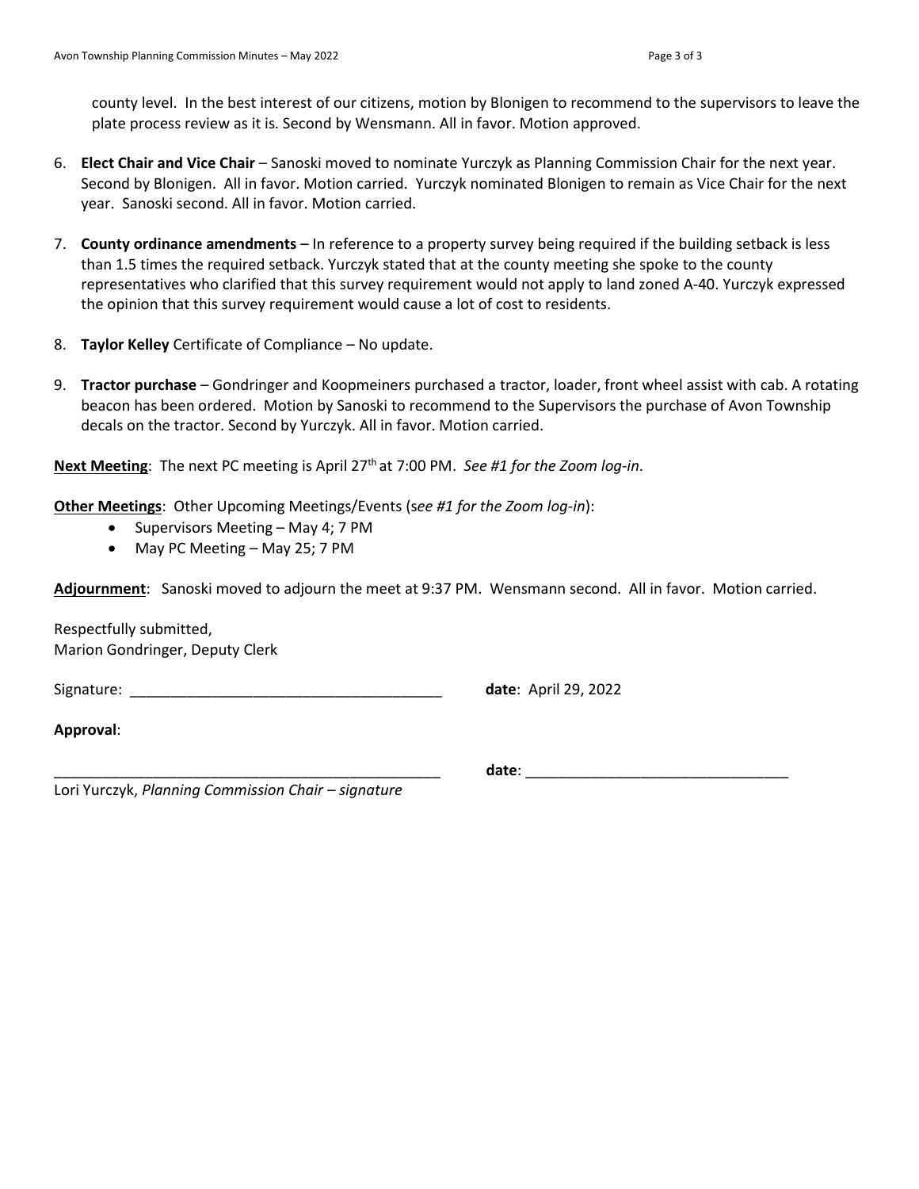county level. In the best interest of our citizens, motion by Blonigen to recommend to the supervisors to leave the plate process review as it is. Second by Wensmann. All in favor. Motion approved.

6. **Elect Chair and Vice Chair** – Sanoski moved to nominate Yurczyk as Planning Commission Chair for the next year. Second by Blonigen. All in favor. Motion carried. Yurczyk nominated Blonigen to remain as Vice Chair for the next year. Sanoski second. All in favor. Motion carried.

7. **County ordinance amendments** – In reference to a property survey being required if the building setback is less than 1.5 times the required setback. Yurczyk stated that at the county meeting she spoke to the county representatives who clarified that this survey requirement would not apply to land zoned A-40. Yurczyk expressed the opinion that this survey requirement would cause a lot of cost to residents.

8. **Taylor Kelley** Certificate of Compliance – No update.

9. **Tractor purchase** – Gondringer and Koopmeiners purchased a tractor, loader, front wheel assist with cab. A rotating beacon has been ordered. Motion by Sanoski to recommend to the Supervisors the purchase of Avon Township decals on the tractor. Second by Yurczyk. All in favor. Motion carried.

**Next Meeting**: The next PC meeting is April 27th at 7:00 PM. *See #1 for the Zoom log-in*.

**Other Meetings**: Other Upcoming Meetings/Events (*see #1 for the Zoom log-in*):

- Supervisors Meeting – May 4; 7 PM
- May PC Meeting – May 25; 7 PM

**Adjournment**: Sanoski moved to adjourn the meet at 9:37 PM. Wensmann second. All in favor. Motion carried.

Respectfully submitted,
Marion Gondringer, Deputy Clerk

Signature: ______________________________________ **date**: April 29, 2022

**Approval**:

________________________________________________ **date**: ________________________________

Lori Yurczyk, *Planning Commission Chair – signature*